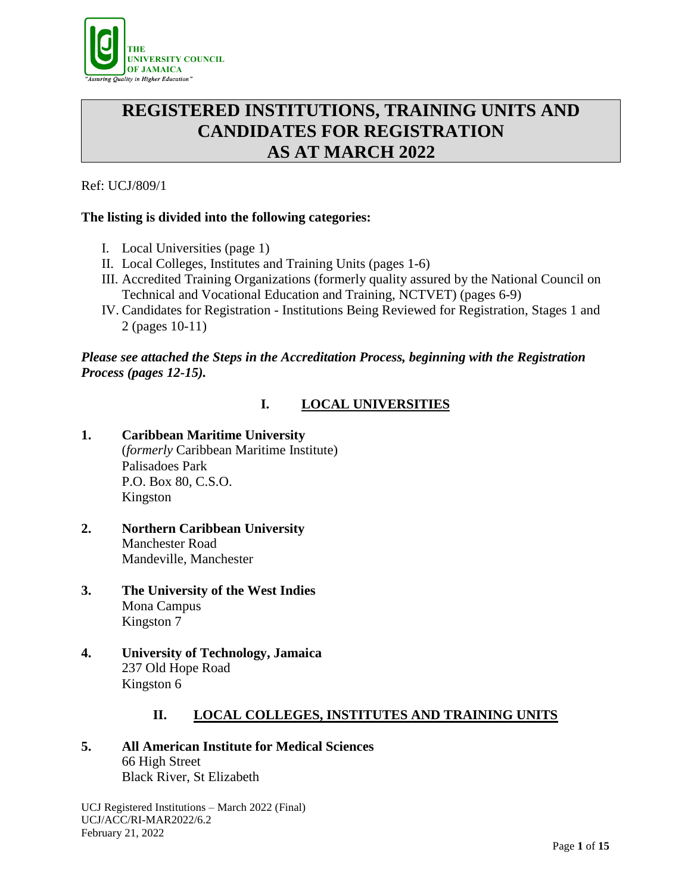THE UNIVERSITY COUNCIL OF JAMAICA
"Assuring Quality in Higher Education"

# REGISTERED INSTITUTIONS, TRAINING UNITS AND CANDIDATES FOR REGISTRATION AS AT MARCH 2022

Ref: UCJ/809/1

**The listing is divided into the following categories:**

I. Local Universities (page 1)
II. Local Colleges, Institutes and Training Units (pages 1-6)
III. Accredited Training Organizations (formerly quality assured by the National Council on Technical and Vocational Education and Training, NCTVET) (pages 6-9)
IV. Candidates for Registration - Institutions Being Reviewed for Registration, Stages 1 and 2 (pages 10-11)

***Please see attached the Steps in the Accreditation Process, beginning with the Registration Process (pages 12-15).***

## I. LOCAL UNIVERSITIES

**1. Caribbean Maritime University**
(*formerly* Caribbean Maritime Institute)
Palisadoes Park
P.O. Box 80, C.S.O.
Kingston

**2. Northern Caribbean University**
Manchester Road
Mandeville, Manchester

**3. The University of the West Indies**
Mona Campus
Kingston 7

**4. University of Technology, Jamaica**
237 Old Hope Road
Kingston 6

## II. LOCAL COLLEGES, INSTITUTES AND TRAINING UNITS

**5. All American Institute for Medical Sciences**
66 High Street
Black River, St Elizabeth

UCJ Registered Institutions – March 2022 (Final)
UCJ/ACC/RI-MAR2022/6.2
February 21, 2022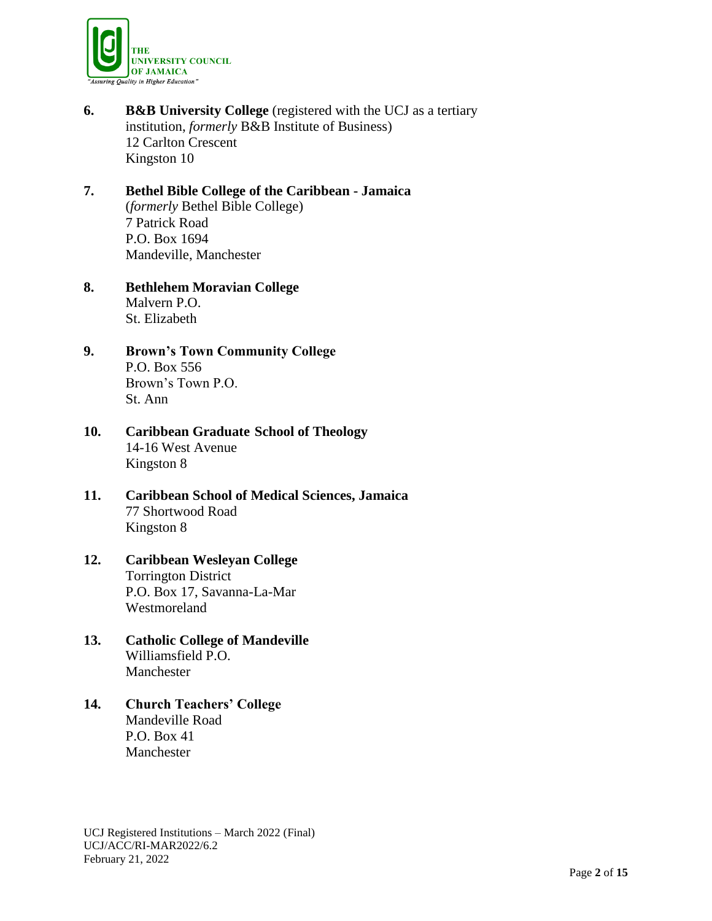6. **B&B University College** (registered with the UCJ as a tertiary institution, *formerly* B&B Institute of Business)
   12 Carlton Crescent
   Kingston 10

7. **Bethel Bible College of the Caribbean - Jamaica**
   (*formerly* Bethel Bible College)
   7 Patrick Road
   P.O. Box 1694
   Mandeville, Manchester

8. **Bethlehem Moravian College**
   Malvern P.O.
   St. Elizabeth

9. **Brown's Town Community College**
   P.O. Box 556
   Brown's Town P.O.
   St. Ann

10. **Caribbean Graduate School of Theology**
    14-16 West Avenue
    Kingston 8

11. **Caribbean School of Medical Sciences, Jamaica**
    77 Shortwood Road
    Kingston 8

12. **Caribbean Wesleyan College**
    Torrington District
    P.O. Box 17, Savanna-La-Mar
    Westmoreland

13. **Catholic College of Mandeville**
    Williamsfield P.O.
    Manchester

14. **Church Teachers' College**
    Mandeville Road
    P.O. Box 41
    Manchester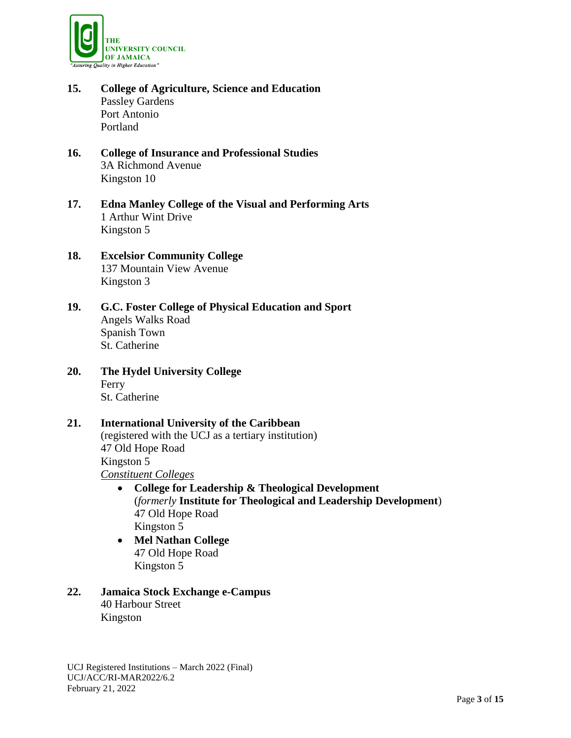15. **College of Agriculture, Science and Education**
    Passley Gardens
    Port Antonio
    Portland

16. **College of Insurance and Professional Studies**
    3A Richmond Avenue
    Kingston 10

17. **Edna Manley College of the Visual and Performing Arts**
    1 Arthur Wint Drive
    Kingston 5

18. **Excelsior Community College**
    137 Mountain View Avenue
    Kingston 3

19. **G.C. Foster College of Physical Education and Sport**
    Angels Walks Road
    Spanish Town
    St. Catherine

20. **The Hydel University College**
    Ferry
    St. Catherine

21. **International University of the Caribbean**
    (registered with the UCJ as a tertiary institution)
    47 Old Hope Road
    Kingston 5
    <u>*Constituent Colleges*</u>
    - **College for Leadership & Theological Development**
      (*formerly* **Institute for Theological and Leadership Development**)
      47 Old Hope Road
      Kingston 5
    - **Mel Nathan College**
      47 Old Hope Road
      Kingston 5

22. **Jamaica Stock Exchange e-Campus**
    40 Harbour Street
    Kingston

UCJ Registered Institutions – March 2022 (Final)
UCJ/ACC/RI-MAR2022/6.2
February 21, 2022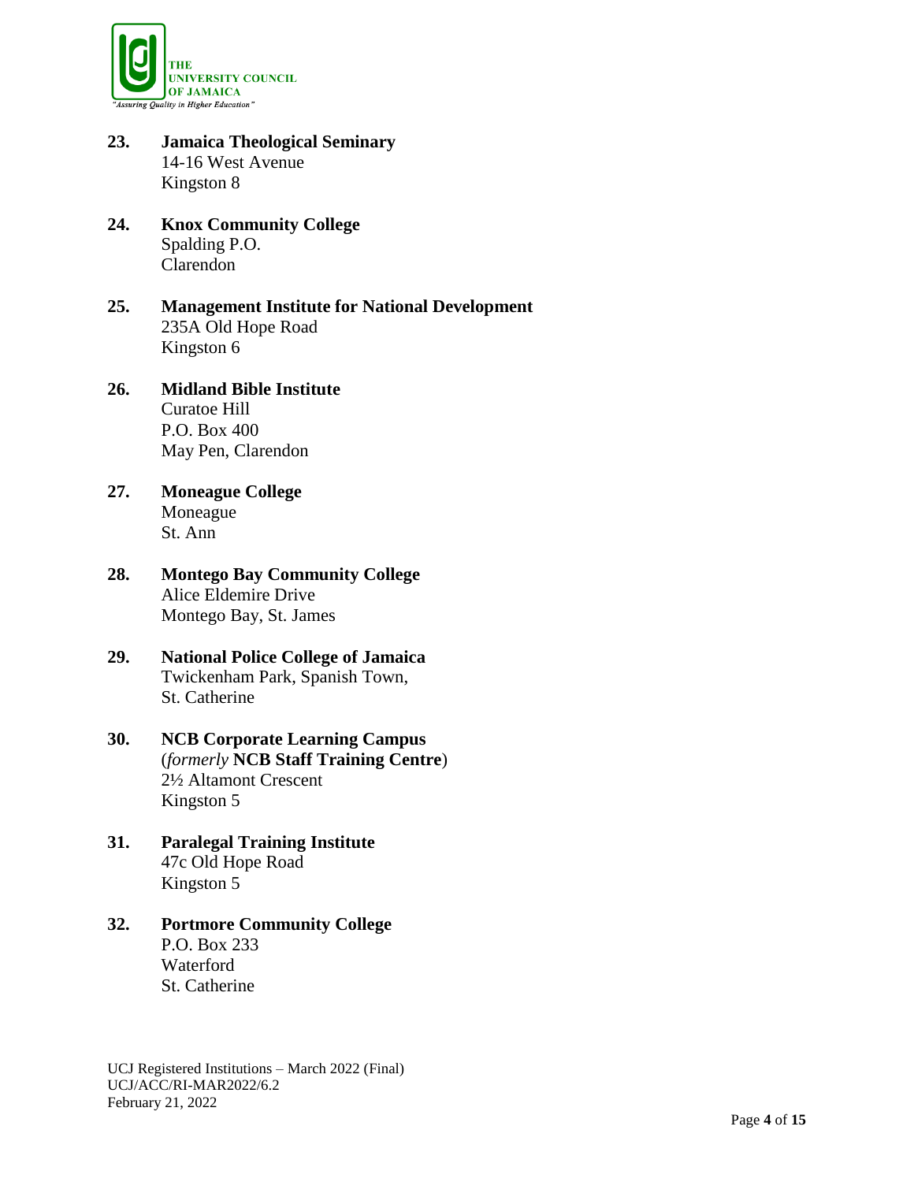23. **Jamaica Theological Seminary**
    14-16 West Avenue
    Kingston 8

24. **Knox Community College**
    Spalding P.O.
    Clarendon

25. **Management Institute for National Development**
    235A Old Hope Road
    Kingston 6

26. **Midland Bible Institute**
    Curatoe Hill
    P.O. Box 400
    May Pen, Clarendon

27. **Moneague College**
    Moneague
    St. Ann

28. **Montego Bay Community College**
    Alice Eldemire Drive
    Montego Bay, St. James

29. **National Police College of Jamaica**
    Twickenham Park, Spanish Town,
    St. Catherine

30. **NCB Corporate Learning Campus**
    (*formerly* **NCB Staff Training Centre**)
    2½ Altamont Crescent
    Kingston 5

31. **Paralegal Training Institute**
    47c Old Hope Road
    Kingston 5

32. **Portmore Community College**
    P.O. Box 233
    Waterford
    St. Catherine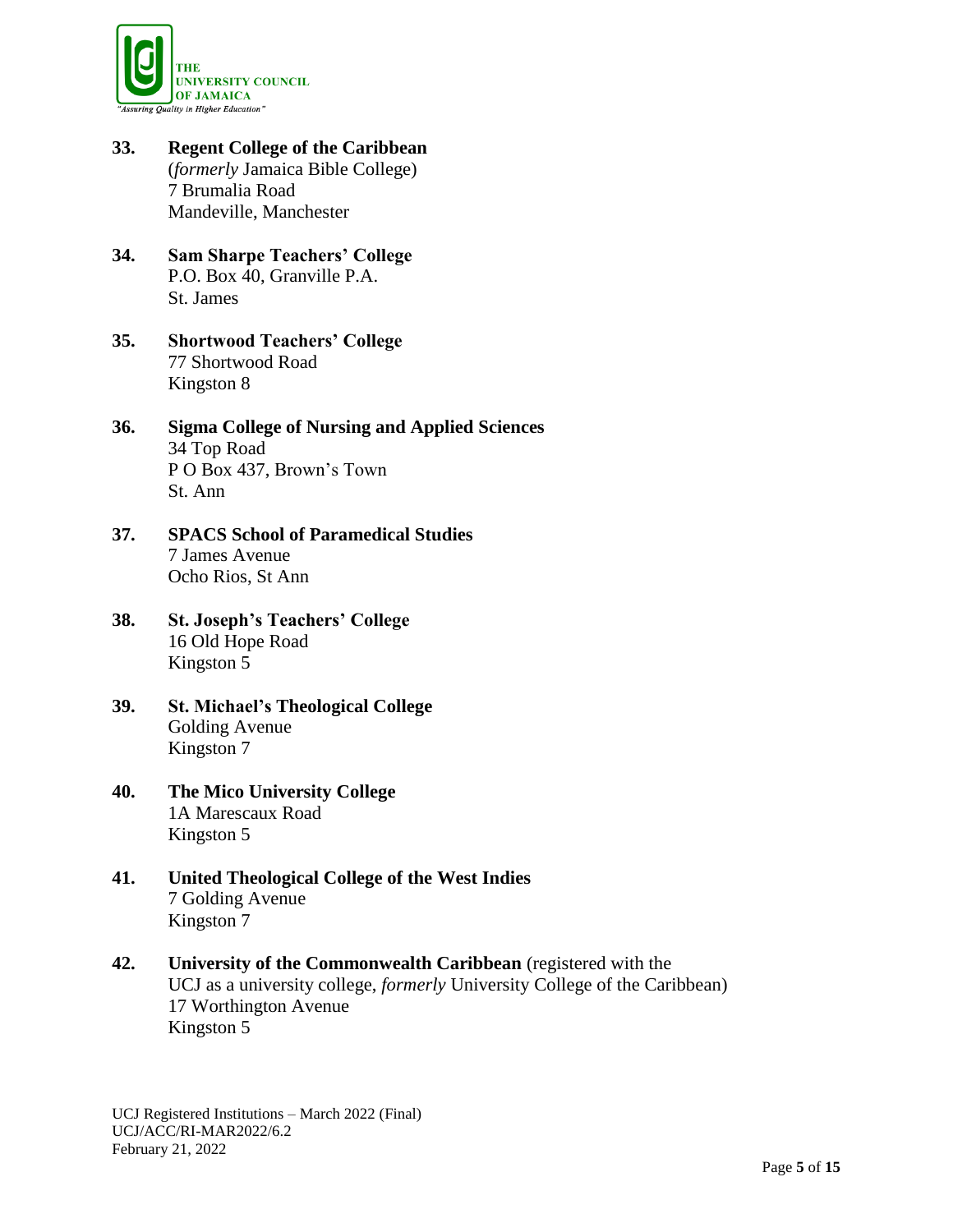**33.** **Regent College of the Caribbean**
(*formerly* Jamaica Bible College)
7 Brumalia Road
Mandeville, Manchester

**34.** **Sam Sharpe Teachers' College**
P.O. Box 40, Granville P.A.
St. James

**35.** **Shortwood Teachers' College**
77 Shortwood Road
Kingston 8

**36.** **Sigma College of Nursing and Applied Sciences**
34 Top Road
P O Box 437, Brown's Town
St. Ann

**37.** **SPACS School of Paramedical Studies**
7 James Avenue
Ocho Rios, St Ann

**38.** **St. Joseph's Teachers' College**
16 Old Hope Road
Kingston 5

**39.** **St. Michael's Theological College**
Golding Avenue
Kingston 7

**40.** **The Mico University College**
1A Marescaux Road
Kingston 5

**41.** **United Theological College of the West Indies**
7 Golding Avenue
Kingston 7

**42.** **University of the Commonwealth Caribbean** (registered with the UCJ as a university college, *formerly* University College of the Caribbean)
17 Worthington Avenue
Kingston 5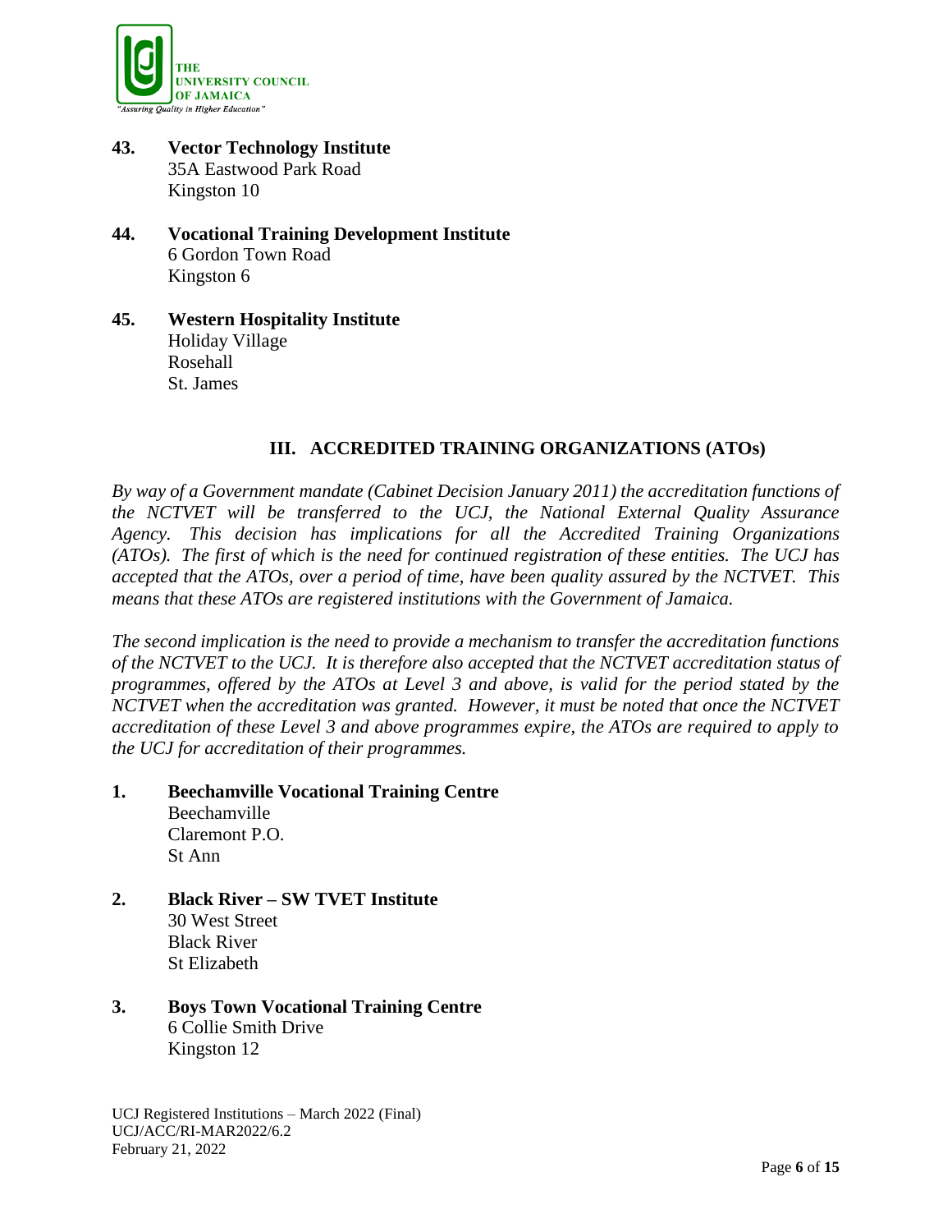**43. Vector Technology Institute**
35A Eastwood Park Road
Kingston 10

**44. Vocational Training Development Institute**
6 Gordon Town Road
Kingston 6

**45. Western Hospitality Institute**
Holiday Village
Rosehall
St. James

## III. ACCREDITED TRAINING ORGANIZATIONS (ATOs)

*By way of a Government mandate (Cabinet Decision January 2011) the accreditation functions of the NCTVET will be transferred to the UCJ, the National External Quality Assurance Agency. This decision has implications for all the Accredited Training Organizations (ATOs). The first of which is the need for continued registration of these entities. The UCJ has accepted that the ATOs, over a period of time, have been quality assured by the NCTVET. This means that these ATOs are registered institutions with the Government of Jamaica.*

*The second implication is the need to provide a mechanism to transfer the accreditation functions of the NCTVET to the UCJ. It is therefore also accepted that the NCTVET accreditation status of programmes, offered by the ATOs at Level 3 and above, is valid for the period stated by the NCTVET when the accreditation was granted. However, it must be noted that once the NCTVET accreditation of these Level 3 and above programmes expire, the ATOs are required to apply to the UCJ for accreditation of their programmes.*

**1. Beechamville Vocational Training Centre**
Beechamville
Claremont P.O.
St Ann

**2. Black River – SW TVET Institute**
30 West Street
Black River
St Elizabeth

**3. Boys Town Vocational Training Centre**
6 Collie Smith Drive
Kingston 12

UCJ Registered Institutions – March 2022 (Final)
UCJ/ACC/RI-MAR2022/6.2
February 21, 2022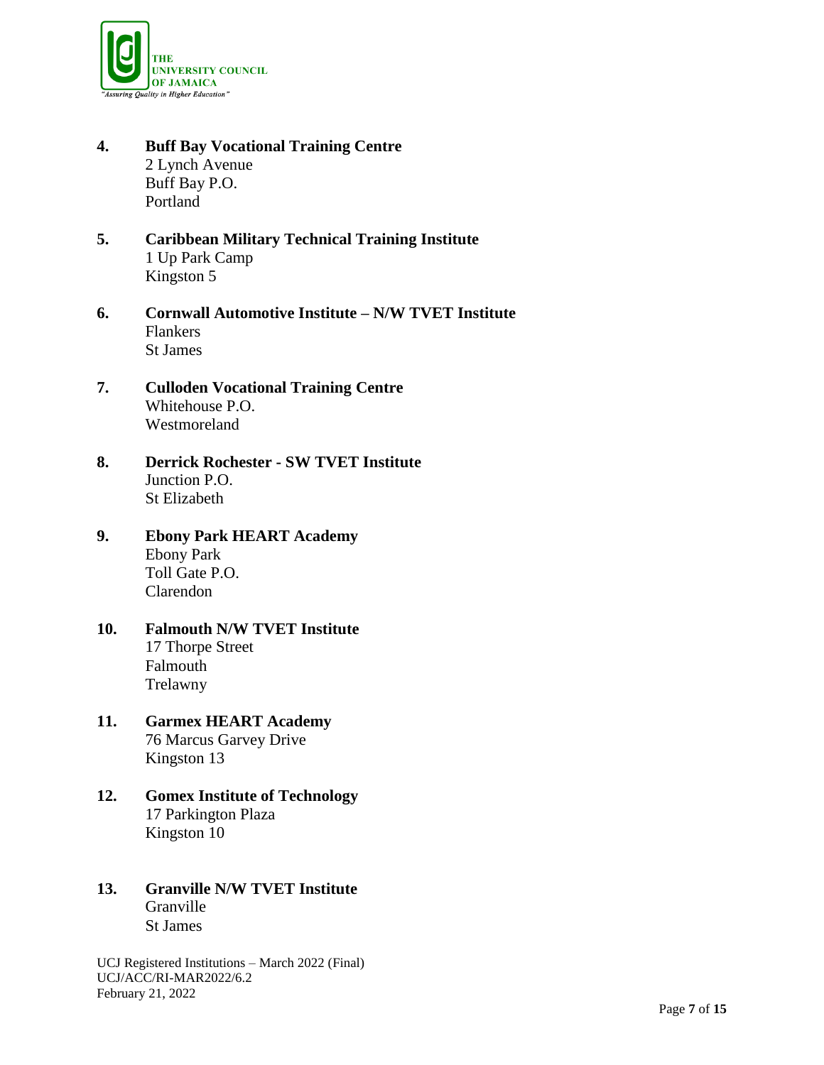4. **Buff Bay Vocational Training Centre**
   2 Lynch Avenue
   Buff Bay P.O.
   Portland

5. **Caribbean Military Technical Training Institute**
   1 Up Park Camp
   Kingston 5

6. **Cornwall Automotive Institute – N/W TVET Institute**
   Flankers
   St James

7. **Culloden Vocational Training Centre**
   Whitehouse P.O.
   Westmoreland

8. **Derrick Rochester - SW TVET Institute**
   Junction P.O.
   St Elizabeth

9. **Ebony Park HEART Academy**
   Ebony Park
   Toll Gate P.O.
   Clarendon

10. **Falmouth N/W TVET Institute**
    17 Thorpe Street
    Falmouth
    Trelawny

11. **Garmex HEART Academy**
    76 Marcus Garvey Drive
    Kingston 13

12. **Gomex Institute of Technology**
    17 Parkington Plaza
    Kingston 10

13. **Granville N/W TVET Institute**
    Granville
    St James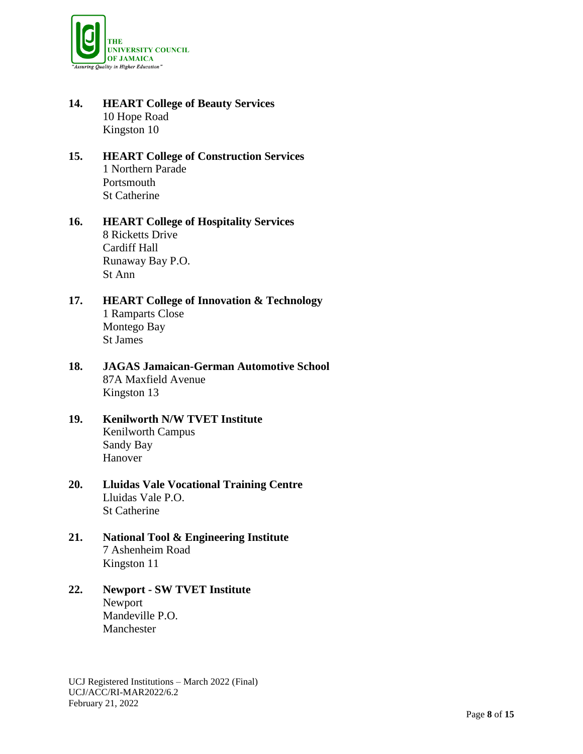**14. HEART College of Beauty Services**
10 Hope Road
Kingston 10

**15. HEART College of Construction Services**
1 Northern Parade
Portsmouth
St Catherine

**16. HEART College of Hospitality Services**
8 Ricketts Drive
Cardiff Hall
Runaway Bay P.O.
St Ann

**17. HEART College of Innovation & Technology**
1 Ramparts Close
Montego Bay
St James

**18. JAGAS Jamaican-German Automotive School**
87A Maxfield Avenue
Kingston 13

**19. Kenilworth N/W TVET Institute**
Kenilworth Campus
Sandy Bay
Hanover

**20. Lluidas Vale Vocational Training Centre**
Lluidas Vale P.O.
St Catherine

**21. National Tool & Engineering Institute**
7 Ashenheim Road
Kingston 11

**22. Newport - SW TVET Institute**
Newport
Mandeville P.O.
Manchester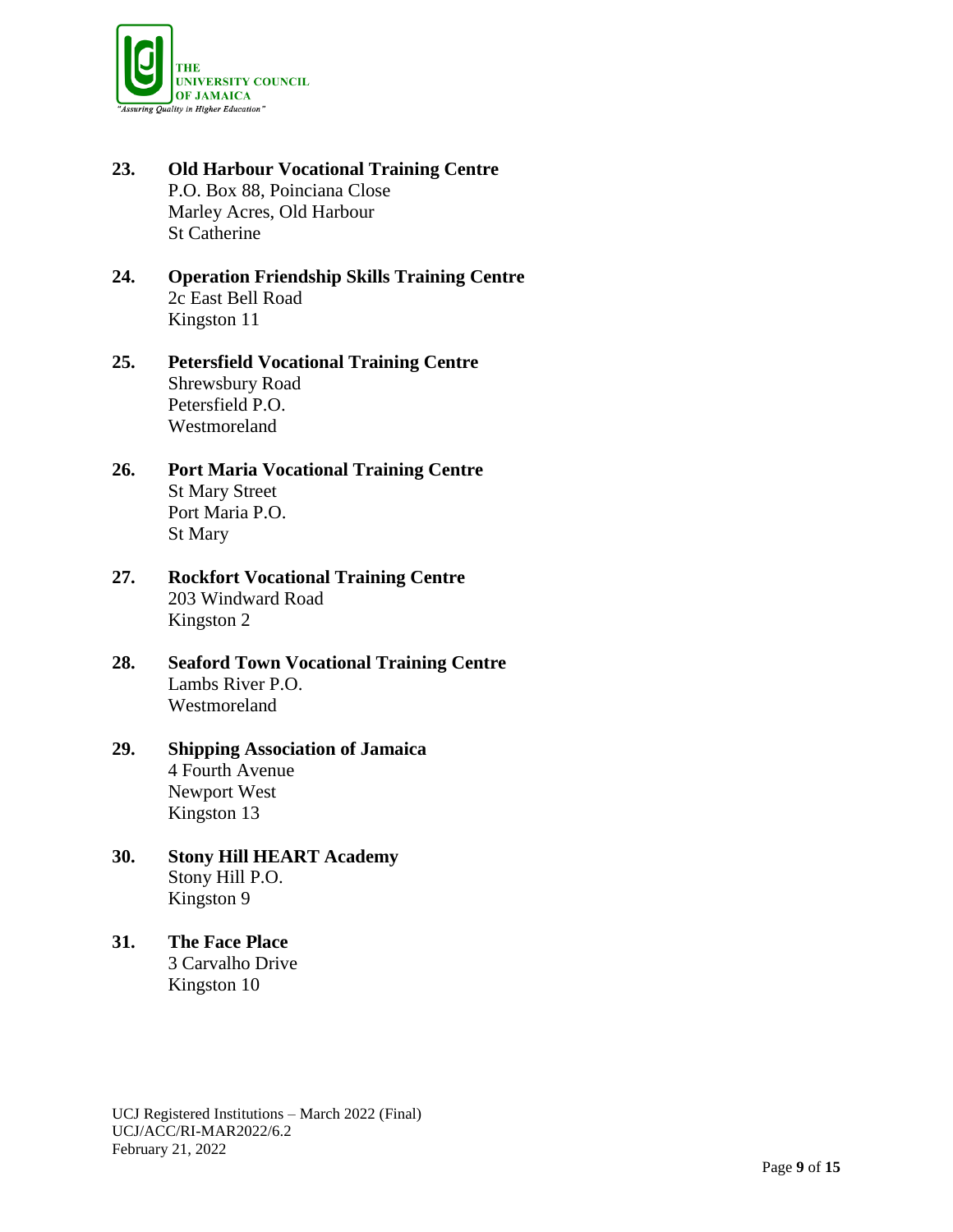23. **Old Harbour Vocational Training Centre**
    P.O. Box 88, Poinciana Close
    Marley Acres, Old Harbour
    St Catherine

24. **Operation Friendship Skills Training Centre**
    2c East Bell Road
    Kingston 11

25. **Petersfield Vocational Training Centre**
    Shrewsbury Road
    Petersfield P.O.
    Westmoreland

26. **Port Maria Vocational Training Centre**
    St Mary Street
    Port Maria P.O.
    St Mary

27. **Rockfort Vocational Training Centre**
    203 Windward Road
    Kingston 2

28. **Seaford Town Vocational Training Centre**
    Lambs River P.O.
    Westmoreland

29. **Shipping Association of Jamaica**
    4 Fourth Avenue
    Newport West
    Kingston 13

30. **Stony Hill HEART Academy**
    Stony Hill P.O.
    Kingston 9

31. **The Face Place**
    3 Carvalho Drive
    Kingston 10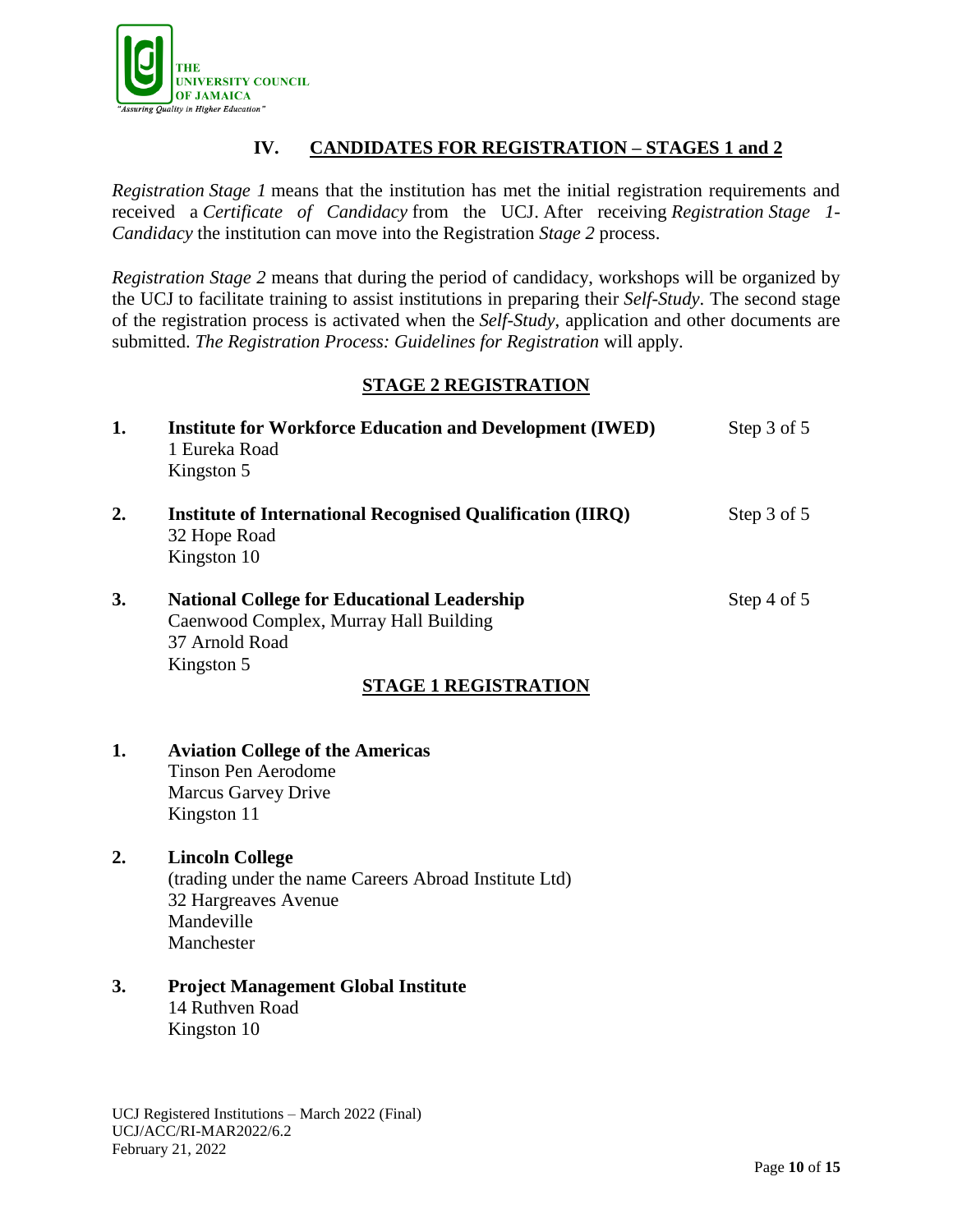## IV. CANDIDATES FOR REGISTRATION – STAGES 1 and 2

*Registration Stage 1* means that the institution has met the initial registration requirements and received a *Certificate of Candidacy* from the UCJ. After receiving *Registration Stage 1-Candidacy* the institution can move into the Registration *Stage 2* process.

*Registration Stage 2* means that during the period of candidacy, workshops will be organized by the UCJ to facilitate training to assist institutions in preparing their *Self-Study*. The second stage of the registration process is activated when the *Self-Study*, application and other documents are submitted. *The Registration Process: Guidelines for Registration* will apply.

### STAGE 2 REGISTRATION

1. **Institute for Workforce Education and Development (IWED)** — Step 3 of 5
   1 Eureka Road
   Kingston 5

2. **Institute of International Recognised Qualification (IIRQ)** — Step 3 of 5
   32 Hope Road
   Kingston 10

3. **National College for Educational Leadership** — Step 4 of 5
   Caenwood Complex, Murray Hall Building
   37 Arnold Road
   Kingston 5

### STAGE 1 REGISTRATION

1. **Aviation College of the Americas**
   Tinson Pen Aerodome
   Marcus Garvey Drive
   Kingston 11

2. **Lincoln College**
   (trading under the name Careers Abroad Institute Ltd)
   32 Hargreaves Avenue
   Mandeville
   Manchester

3. **Project Management Global Institute**
   14 Ruthven Road
   Kingston 10

UCJ Registered Institutions – March 2022 (Final)
UCJ/ACC/RI-MAR2022/6.2
February 21, 2022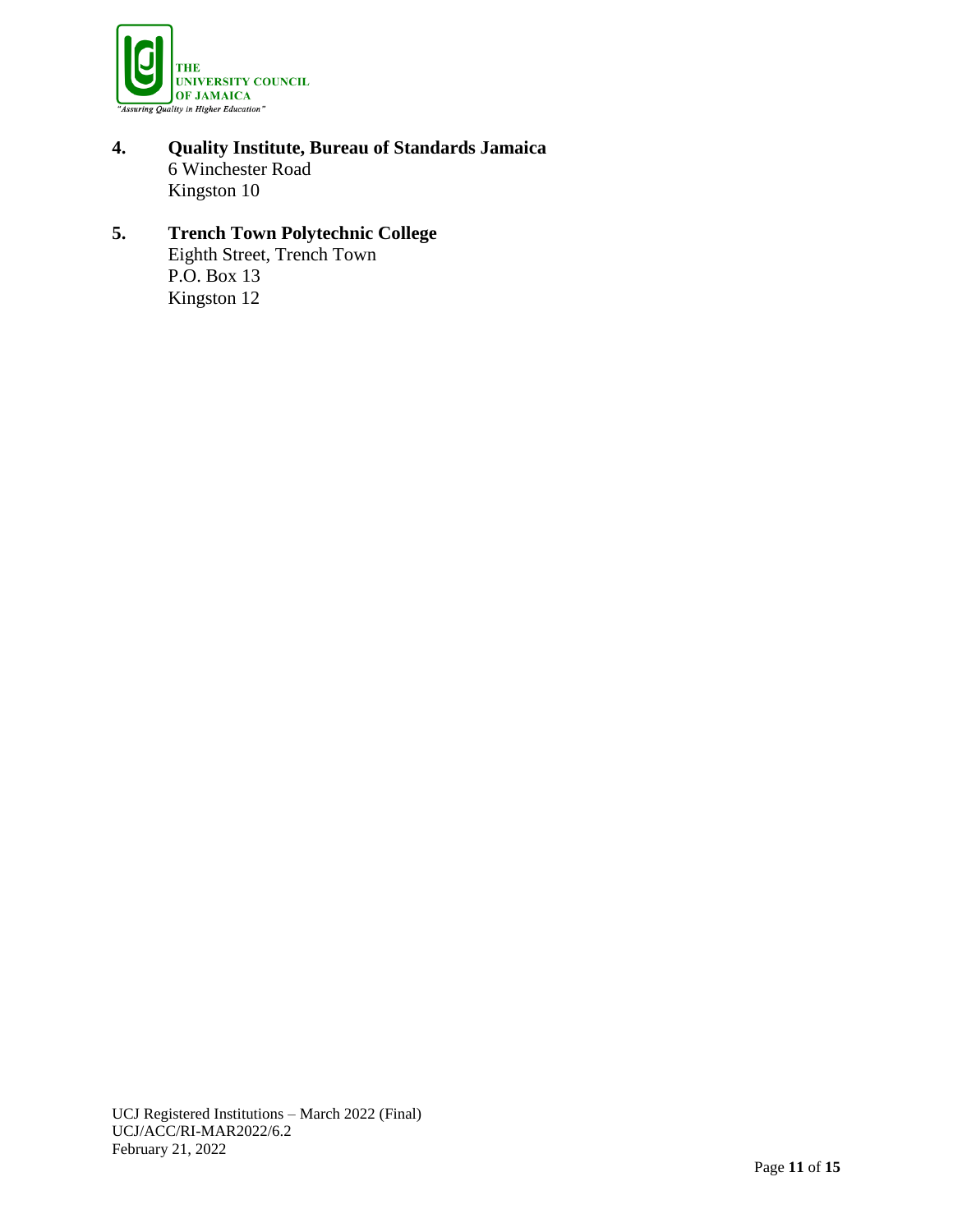4. **Quality Institute, Bureau of Standards Jamaica**
   6 Winchester Road
   Kingston 10

5. **Trench Town Polytechnic College**
   Eighth Street, Trench Town
   P.O. Box 13
   Kingston 12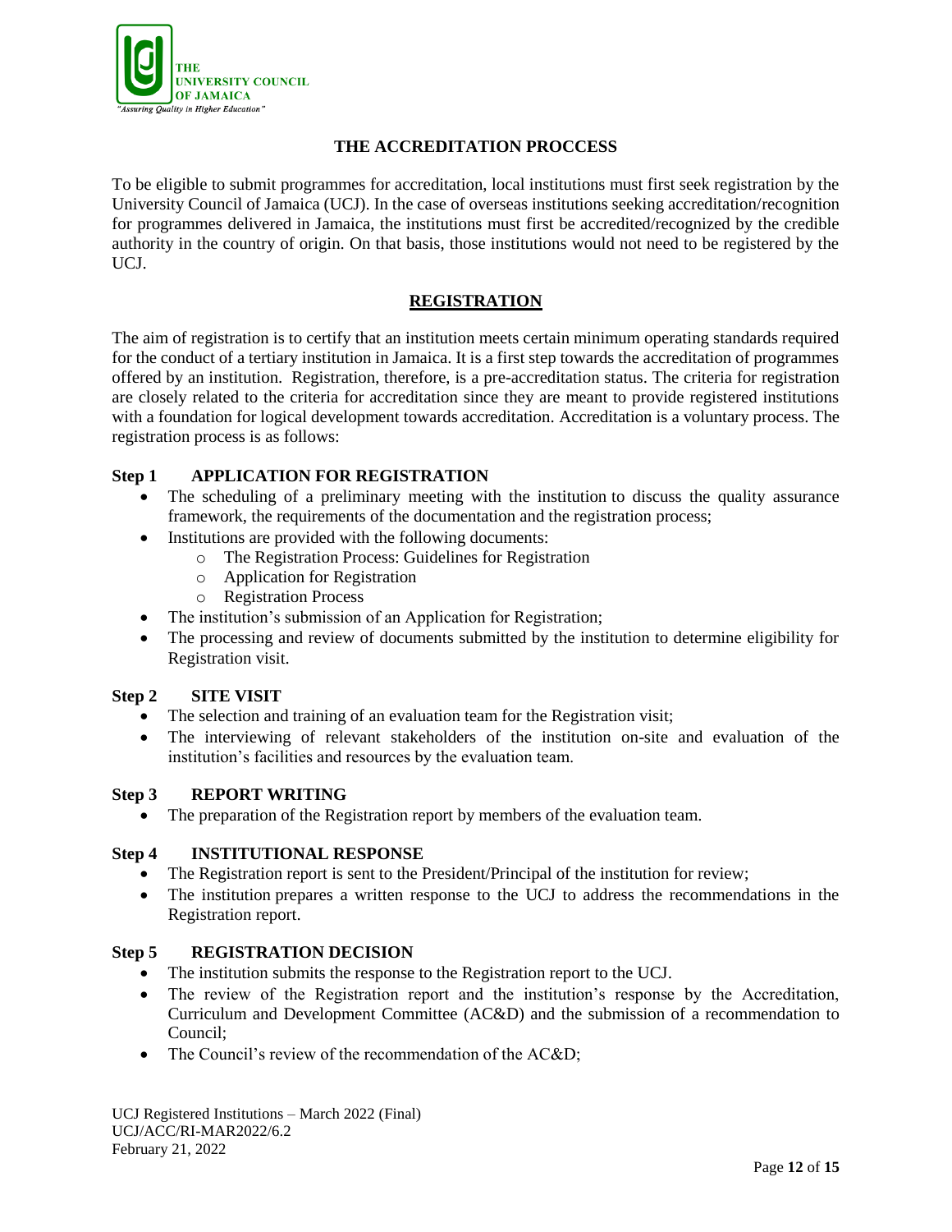# THE ACCREDITATION PROCCESS

To be eligible to submit programmes for accreditation, local institutions must first seek registration by the University Council of Jamaica (UCJ). In the case of overseas institutions seeking accreditation/recognition for programmes delivered in Jamaica, the institutions must first be accredited/recognized by the credible authority in the country of origin. On that basis, those institutions would not need to be registered by the UCJ.

## REGISTRATION

The aim of registration is to certify that an institution meets certain minimum operating standards required for the conduct of a tertiary institution in Jamaica. It is a first step towards the accreditation of programmes offered by an institution. Registration, therefore, is a pre-accreditation status. The criteria for registration are closely related to the criteria for accreditation since they are meant to provide registered institutions with a foundation for logical development towards accreditation. Accreditation is a voluntary process. The registration process is as follows:

### Step 1 APPLICATION FOR REGISTRATION

- The scheduling of a preliminary meeting with the institution to discuss the quality assurance framework, the requirements of the documentation and the registration process;
- Institutions are provided with the following documents:
  - The Registration Process: Guidelines for Registration
  - Application for Registration
  - Registration Process
- The institution's submission of an Application for Registration;
- The processing and review of documents submitted by the institution to determine eligibility for Registration visit.

### Step 2 SITE VISIT

- The selection and training of an evaluation team for the Registration visit;
- The interviewing of relevant stakeholders of the institution on-site and evaluation of the institution's facilities and resources by the evaluation team.

### Step 3 REPORT WRITING

- The preparation of the Registration report by members of the evaluation team.

### Step 4 INSTITUTIONAL RESPONSE

- The Registration report is sent to the President/Principal of the institution for review;
- The institution prepares a written response to the UCJ to address the recommendations in the Registration report.

### Step 5 REGISTRATION DECISION

- The institution submits the response to the Registration report to the UCJ.
- The review of the Registration report and the institution's response by the Accreditation, Curriculum and Development Committee (AC&D) and the submission of a recommendation to Council;
- The Council's review of the recommendation of the AC&D;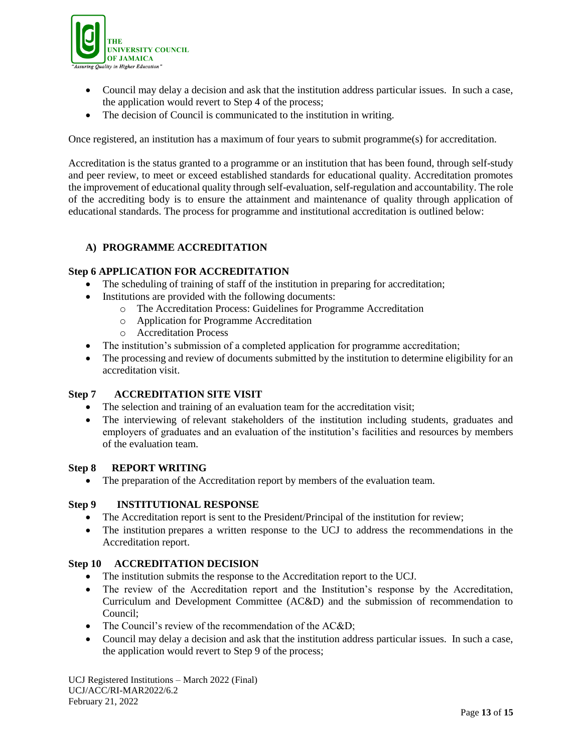- Council may delay a decision and ask that the institution address particular issues. In such a case, the application would revert to Step 4 of the process;
- The decision of Council is communicated to the institution in writing.

Once registered, an institution has a maximum of four years to submit programme(s) for accreditation.

Accreditation is the status granted to a programme or an institution that has been found, through self-study and peer review, to meet or exceed established standards for educational quality. Accreditation promotes the improvement of educational quality through self-evaluation, self-regulation and accountability. The role of the accrediting body is to ensure the attainment and maintenance of quality through application of educational standards. The process for programme and institutional accreditation is outlined below:

## A) PROGRAMME ACCREDITATION

### Step 6 APPLICATION FOR ACCREDITATION

- The scheduling of training of staff of the institution in preparing for accreditation;
- Institutions are provided with the following documents:
  - The Accreditation Process: Guidelines for Programme Accreditation
  - Application for Programme Accreditation
  - Accreditation Process
- The institution's submission of a completed application for programme accreditation;
- The processing and review of documents submitted by the institution to determine eligibility for an accreditation visit.

### Step 7 ACCREDITATION SITE VISIT

- The selection and training of an evaluation team for the accreditation visit;
- The interviewing of relevant stakeholders of the institution including students, graduates and employers of graduates and an evaluation of the institution's facilities and resources by members of the evaluation team.

### Step 8 REPORT WRITING

- The preparation of the Accreditation report by members of the evaluation team.

### Step 9 INSTITUTIONAL RESPONSE

- The Accreditation report is sent to the President/Principal of the institution for review;
- The institution prepares a written response to the UCJ to address the recommendations in the Accreditation report.

### Step 10 ACCREDITATION DECISION

- The institution submits the response to the Accreditation report to the UCJ.
- The review of the Accreditation report and the Institution's response by the Accreditation, Curriculum and Development Committee (AC&D) and the submission of recommendation to Council;
- The Council's review of the recommendation of the AC&D;
- Council may delay a decision and ask that the institution address particular issues. In such a case, the application would revert to Step 9 of the process;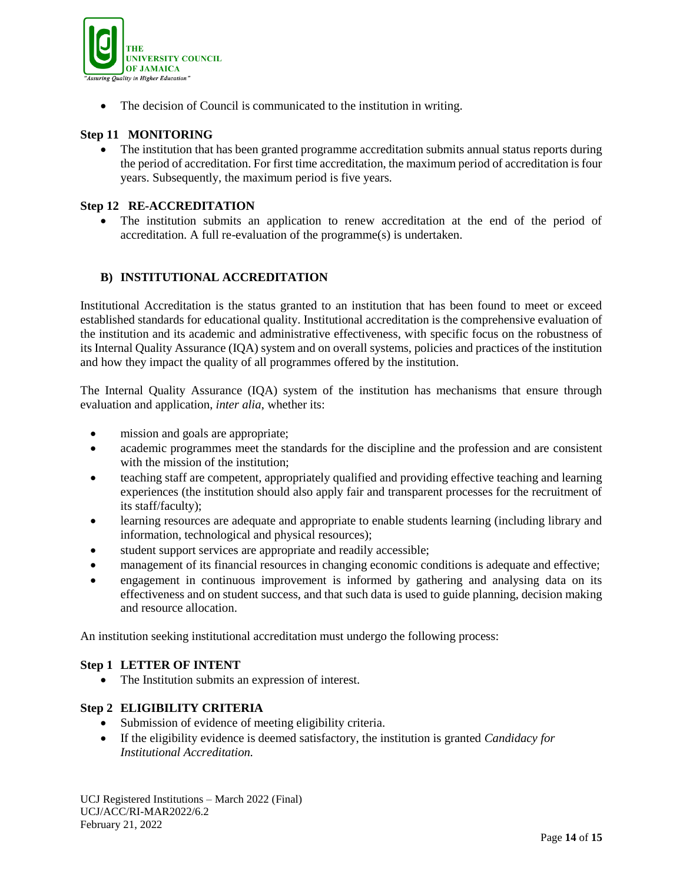- The decision of Council is communicated to the institution in writing.

**Step 11 MONITORING**

- The institution that has been granted programme accreditation submits annual status reports during the period of accreditation. For first time accreditation, the maximum period of accreditation is four years. Subsequently, the maximum period is five years.

**Step 12 RE-ACCREDITATION**

- The institution submits an application to renew accreditation at the end of the period of accreditation. A full re-evaluation of the programme(s) is undertaken.

## B) INSTITUTIONAL ACCREDITATION

Institutional Accreditation is the status granted to an institution that has been found to meet or exceed established standards for educational quality. Institutional accreditation is the comprehensive evaluation of the institution and its academic and administrative effectiveness, with specific focus on the robustness of its Internal Quality Assurance (IQA) system and on overall systems, policies and practices of the institution and how they impact the quality of all programmes offered by the institution.

The Internal Quality Assurance (IQA) system of the institution has mechanisms that ensure through evaluation and application, *inter alia*, whether its:

- mission and goals are appropriate;
- academic programmes meet the standards for the discipline and the profession and are consistent with the mission of the institution;
- teaching staff are competent, appropriately qualified and providing effective teaching and learning experiences (the institution should also apply fair and transparent processes for the recruitment of its staff/faculty);
- learning resources are adequate and appropriate to enable students learning (including library and information, technological and physical resources);
- student support services are appropriate and readily accessible;
- management of its financial resources in changing economic conditions is adequate and effective;
- engagement in continuous improvement is informed by gathering and analysing data on its effectiveness and on student success, and that such data is used to guide planning, decision making and resource allocation.

An institution seeking institutional accreditation must undergo the following process:

**Step 1 LETTER OF INTENT**

- The Institution submits an expression of interest.

**Step 2 ELIGIBILITY CRITERIA**

- Submission of evidence of meeting eligibility criteria.
- If the eligibility evidence is deemed satisfactory, the institution is granted *Candidacy for Institutional Accreditation.*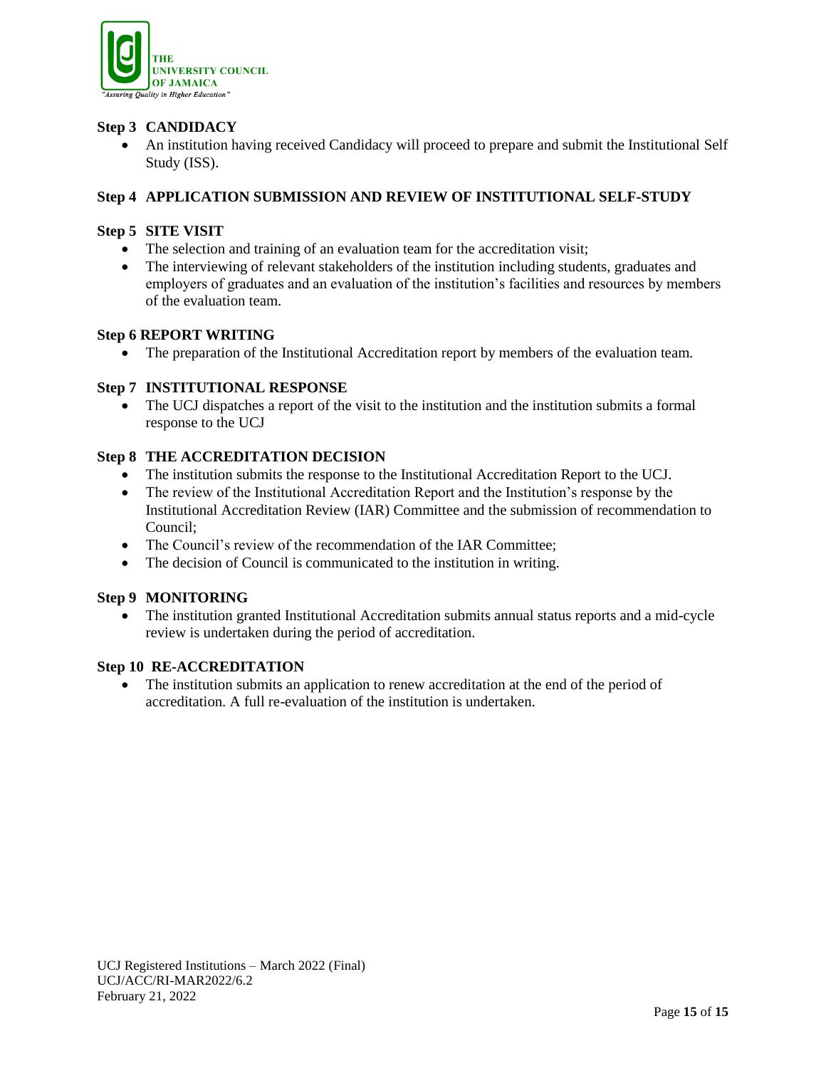**Step 3 CANDIDACY**

- An institution having received Candidacy will proceed to prepare and submit the Institutional Self Study (ISS).

**Step 4 APPLICATION SUBMISSION AND REVIEW OF INSTITUTIONAL SELF-STUDY**

**Step 5 SITE VISIT**

- The selection and training of an evaluation team for the accreditation visit;
- The interviewing of relevant stakeholders of the institution including students, graduates and employers of graduates and an evaluation of the institution's facilities and resources by members of the evaluation team.

**Step 6 REPORT WRITING**

- The preparation of the Institutional Accreditation report by members of the evaluation team.

**Step 7 INSTITUTIONAL RESPONSE**

- The UCJ dispatches a report of the visit to the institution and the institution submits a formal response to the UCJ

**Step 8 THE ACCREDITATION DECISION**

- The institution submits the response to the Institutional Accreditation Report to the UCJ.
- The review of the Institutional Accreditation Report and the Institution's response by the Institutional Accreditation Review (IAR) Committee and the submission of recommendation to Council;
- The Council's review of the recommendation of the IAR Committee;
- The decision of Council is communicated to the institution in writing.

**Step 9 MONITORING**

- The institution granted Institutional Accreditation submits annual status reports and a mid-cycle review is undertaken during the period of accreditation.

**Step 10 RE-ACCREDITATION**

- The institution submits an application to renew accreditation at the end of the period of accreditation. A full re-evaluation of the institution is undertaken.